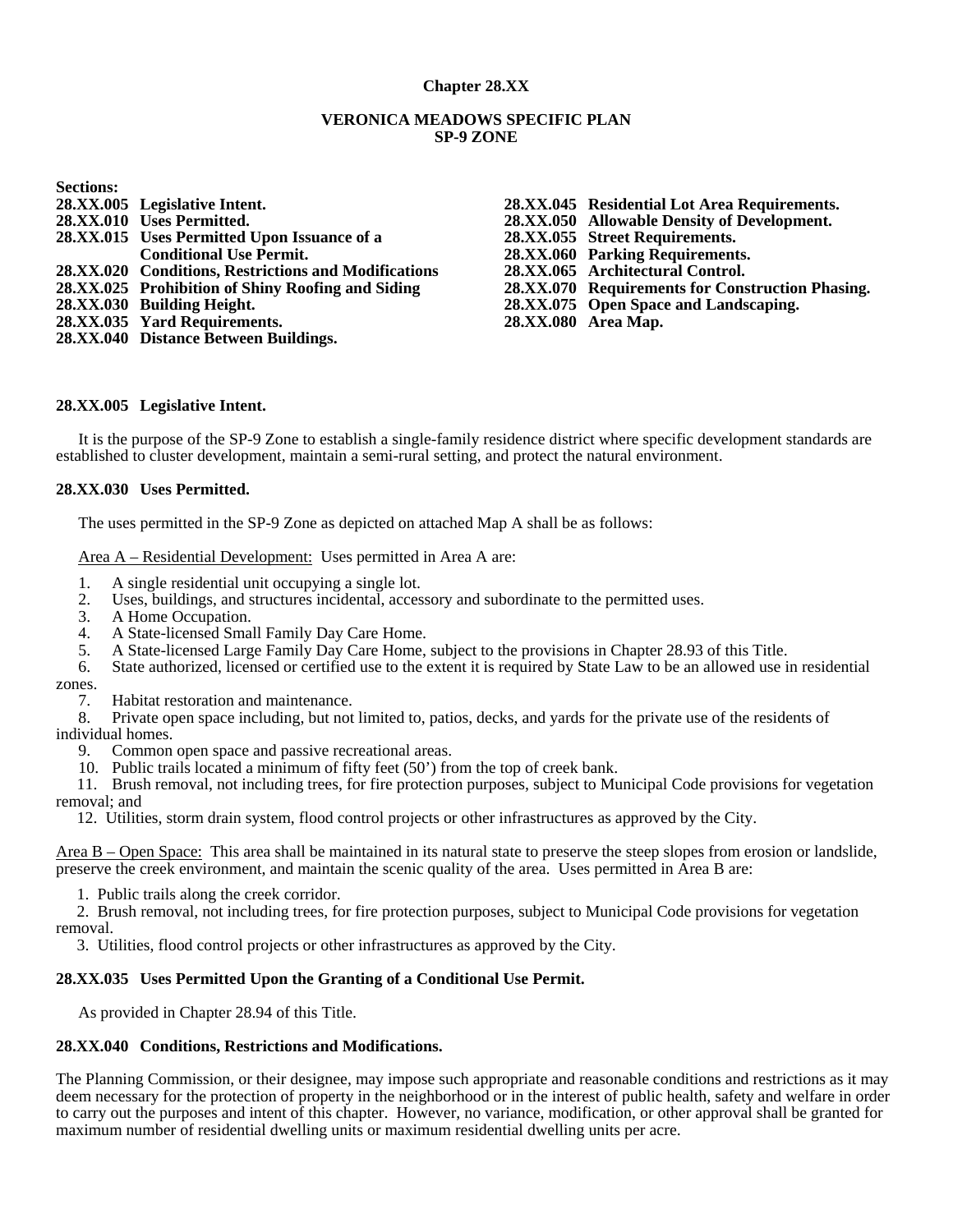## Chapter 28.XX

## VERONICA MEADOWS SPECIFIC PLAN
## SP-9 ZONE

**Sections:**

**28.XX.005 Legislative Intent.**
**28.XX.010 Uses Permitted.**
**28.XX.015 Uses Permitted Upon Issuance of a Conditional Use Permit.**
**28.XX.020 Conditions, Restrictions and Modifications**
**28.XX.025 Prohibition of Shiny Roofing and Siding**
**28.XX.030 Building Height.**
**28.XX.035 Yard Requirements.**
**28.XX.040 Distance Between Buildings.**
**28.XX.045 Residential Lot Area Requirements.**
**28.XX.050 Allowable Density of Development.**
**28.XX.055 Street Requirements.**
**28.XX.060 Parking Requirements.**
**28.XX.065 Architectural Control.**
**28.XX.070 Requirements for Construction Phasing.**
**28.XX.075 Open Space and Landscaping.**
**28.XX.080 Area Map.**

### 28.XX.005 Legislative Intent.

It is the purpose of the SP-9 Zone to establish a single-family residence district where specific development standards are established to cluster development, maintain a semi-rural setting, and protect the natural environment.

### 28.XX.030 Uses Permitted.

The uses permitted in the SP-9 Zone as depicted on attached Map A shall be as follows:

<u>Area A – Residential Development:</u> Uses permitted in Area A are:

1. A single residential unit occupying a single lot.
2. Uses, buildings, and structures incidental, accessory and subordinate to the permitted uses.
3. A Home Occupation.
4. A State-licensed Small Family Day Care Home.
5. A State-licensed Large Family Day Care Home, subject to the provisions in Chapter 28.93 of this Title.
6. State authorized, licensed or certified use to the extent it is required by State Law to be an allowed use in residential zones.
7. Habitat restoration and maintenance.
8. Private open space including, but not limited to, patios, decks, and yards for the private use of the residents of individual homes.
9. Common open space and passive recreational areas.
10. Public trails located a minimum of fifty feet (50') from the top of creek bank.
11. Brush removal, not including trees, for fire protection purposes, subject to Municipal Code provisions for vegetation removal; and
12. Utilities, storm drain system, flood control projects or other infrastructures as approved by the City.

<u>Area B – Open Space:</u> This area shall be maintained in its natural state to preserve the steep slopes from erosion or landslide, preserve the creek environment, and maintain the scenic quality of the area. Uses permitted in Area B are:

1. Public trails along the creek corridor.
2. Brush removal, not including trees, for fire protection purposes, subject to Municipal Code provisions for vegetation removal.
3. Utilities, flood control projects or other infrastructures as approved by the City.

### 28.XX.035 Uses Permitted Upon the Granting of a Conditional Use Permit.

As provided in Chapter 28.94 of this Title.

### 28.XX.040 Conditions, Restrictions and Modifications.

The Planning Commission, or their designee, may impose such appropriate and reasonable conditions and restrictions as it may deem necessary for the protection of property in the neighborhood or in the interest of public health, safety and welfare in order to carry out the purposes and intent of this chapter. However, no variance, modification, or other approval shall be granted for maximum number of residential dwelling units or maximum residential dwelling units per acre.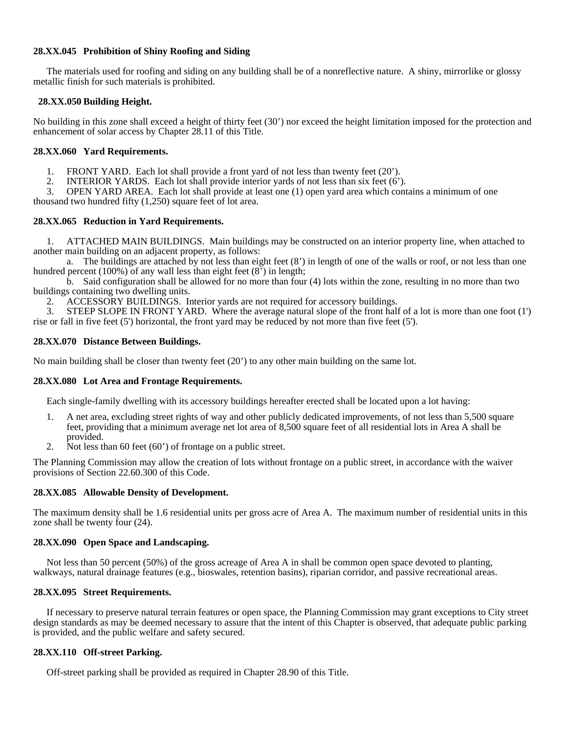**28.XX.045 Prohibition of Shiny Roofing and Siding**

The materials used for roofing and siding on any building shall be of a nonreflective nature. A shiny, mirrorlike or glossy metallic finish for such materials is prohibited.

**28.XX.050 Building Height.**

No building in this zone shall exceed a height of thirty feet (30') nor exceed the height limitation imposed for the protection and enhancement of solar access by Chapter 28.11 of this Title.

**28.XX.060 Yard Requirements.**

1. FRONT YARD. Each lot shall provide a front yard of not less than twenty feet (20').
2. INTERIOR YARDS. Each lot shall provide interior yards of not less than six feet (6').
3. OPEN YARD AREA. Each lot shall provide at least one (1) open yard area which contains a minimum of one thousand two hundred fifty (1,250) square feet of lot area.

**28.XX.065 Reduction in Yard Requirements.**

1. ATTACHED MAIN BUILDINGS. Main buildings may be constructed on an interior property line, when attached to another main building on an adjacent property, as follows:
   a. The buildings are attached by not less than eight feet (8') in length of one of the walls or roof, or not less than one hundred percent (100%) of any wall less than eight feet (8') in length;
   b. Said configuration shall be allowed for no more than four (4) lots within the zone, resulting in no more than two buildings containing two dwelling units.
2. ACCESSORY BUILDINGS. Interior yards are not required for accessory buildings.
3. STEEP SLOPE IN FRONT YARD. Where the average natural slope of the front half of a lot is more than one foot (1') rise or fall in five feet (5') horizontal, the front yard may be reduced by not more than five feet (5').

**28.XX.070 Distance Between Buildings.**

No main building shall be closer than twenty feet (20') to any other main building on the same lot.

**28.XX.080 Lot Area and Frontage Requirements.**

Each single-family dwelling with its accessory buildings hereafter erected shall be located upon a lot having:

1. A net area, excluding street rights of way and other publicly dedicated improvements, of not less than 5,500 square feet, providing that a minimum average net lot area of 8,500 square feet of all residential lots in Area A shall be provided.
2. Not less than 60 feet (60') of frontage on a public street.

The Planning Commission may allow the creation of lots without frontage on a public street, in accordance with the waiver provisions of Section 22.60.300 of this Code.

**28.XX.085 Allowable Density of Development.**

The maximum density shall be 1.6 residential units per gross acre of Area A. The maximum number of residential units in this zone shall be twenty four (24).

**28.XX.090 Open Space and Landscaping.**

Not less than 50 percent (50%) of the gross acreage of Area A in shall be common open space devoted to planting, walkways, natural drainage features (e.g., bioswales, retention basins), riparian corridor, and passive recreational areas.

**28.XX.095 Street Requirements.**

If necessary to preserve natural terrain features or open space, the Planning Commission may grant exceptions to City street design standards as may be deemed necessary to assure that the intent of this Chapter is observed, that adequate public parking is provided, and the public welfare and safety secured.

**28.XX.110 Off-street Parking.**

Off-street parking shall be provided as required in Chapter 28.90 of this Title.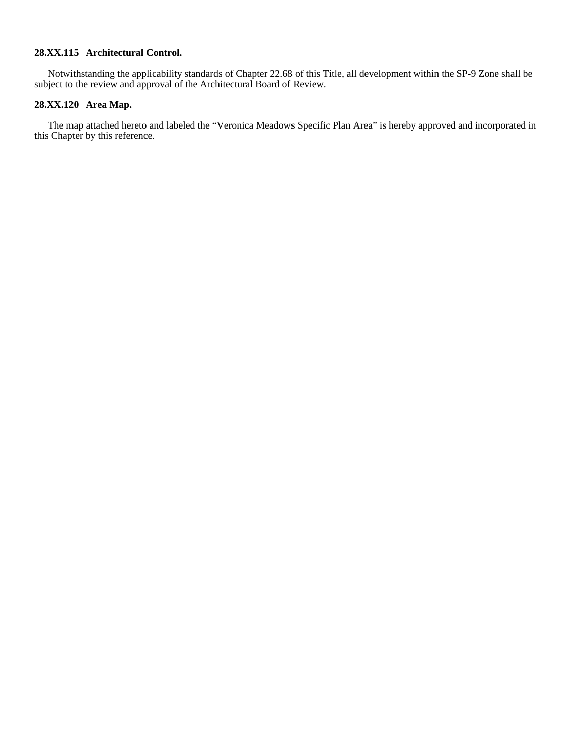**28.XX.115 Architectural Control.**

Notwithstanding the applicability standards of Chapter 22.68 of this Title, all development within the SP-9 Zone shall be subject to the review and approval of the Architectural Board of Review.

**28.XX.120 Area Map.**

The map attached hereto and labeled the "Veronica Meadows Specific Plan Area" is hereby approved and incorporated in this Chapter by this reference.